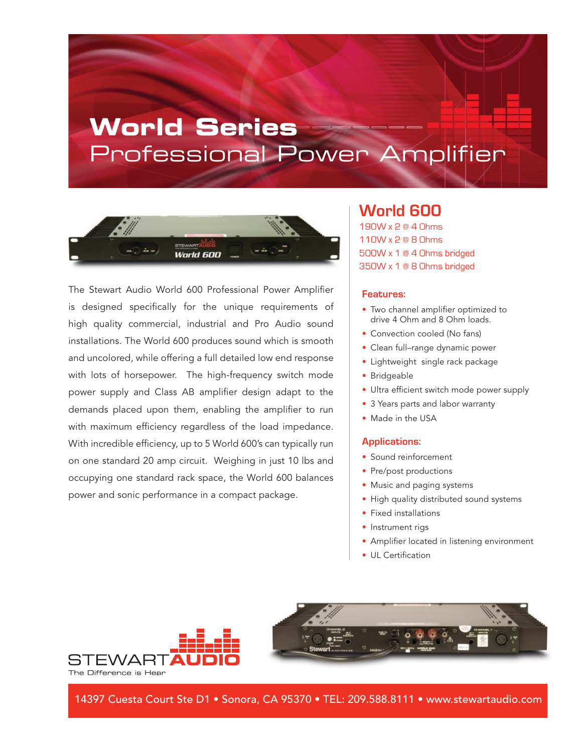# World Series
## Professional Power Amplifier

The Stewart Audio World 600 Professional Power Amplifier is designed specifically for the unique requirements of high quality commercial, industrial and Pro Audio sound installations. The World 600 produces sound which is smooth and uncolored, while offering a full detailed low end response with lots of horsepower. The high-frequency switch mode power supply and Class AB amplifier design adapt to the demands placed upon them, enabling the amplifier to run with maximum efficiency regardless of the load impedance. With incredible efficiency, up to 5 World 600's can typically run on one standard 20 amp circuit. Weighing in just 10 lbs and occupying one standard rack space, the World 600 balances power and sonic performance in a compact package.

## World 600

190W x 2 @ 4 Ohms
110W x 2 @ 8 Ohms
500W x 1 @ 4 Ohms bridged
350W x 1 @ 8 Ohms bridged

### Features:

- Two channel amplifier optimized to drive 4 Ohm and 8 Ohm loads.
- Convection cooled (No fans)
- Clean full–range dynamic power
- Lightweight single rack package
- Bridgeable
- Ultra efficient switch mode power supply
- 3 Years parts and labor warranty
- Made in the USA

### Applications:

- Sound reinforcement
- Pre/post productions
- Music and paging systems
- High quality distributed sound systems
- Fixed installations
- Instrument rigs
- Amplifier located in listening environment
- UL Certification

STEWART AUDIO
The Difference is Hear

14397 Cuesta Court Ste D1 • Sonora, CA 95370 • TEL: 209.588.8111 • www.stewartaudio.com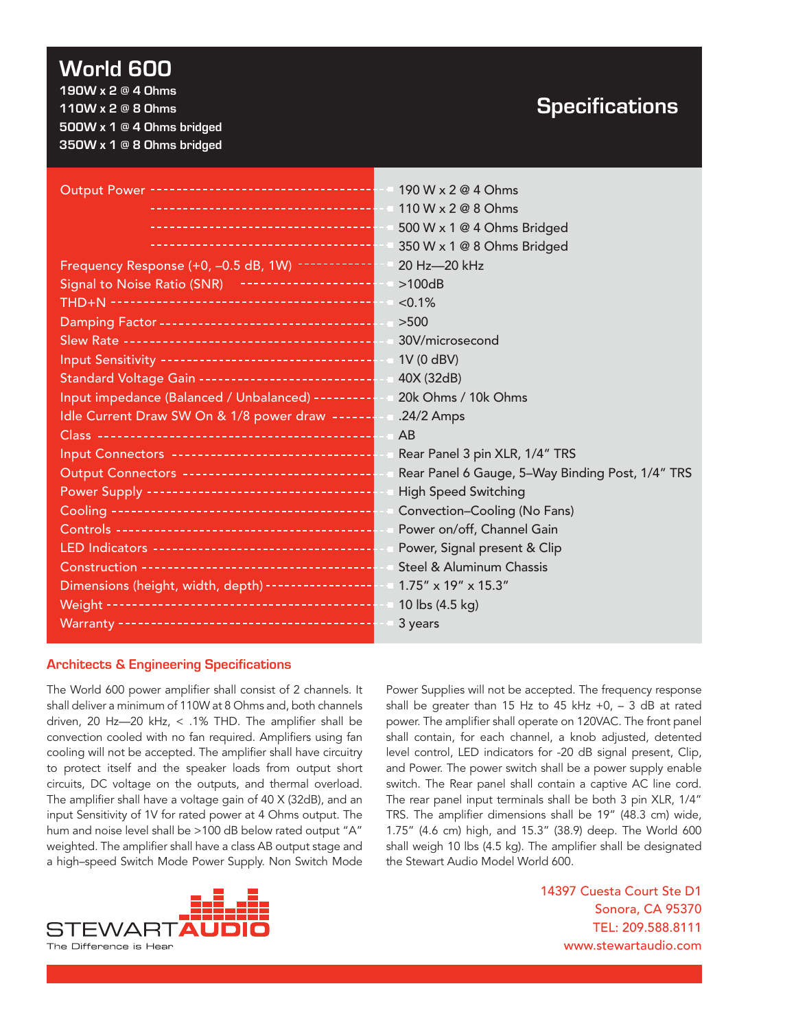# World 600

**190W x 2 @ 4 Ohms**
**110W x 2 @ 8 Ohms**
**500W x 1 @ 4 Ohms bridged**
**350W x 1 @ 8 Ohms bridged**

## Specifications

| | |
|---|---|
| Output Power | 190 W x 2 @ 4 Ohms |
| | 110 W x 2 @ 8 Ohms |
| | 500 W x 1 @ 4 Ohms Bridged |
| | 350 W x 1 @ 8 Ohms Bridged |
| Frequency Response (+0, –0.5 dB, 1W) | 20 Hz—20 kHz |
| Signal to Noise Ratio (SNR) | >100dB |
| THD+N | <0.1% |
| Damping Factor | >500 |
| Slew Rate | 30V/microsecond |
| Input Sensitivity | 1V (0 dBV) |
| Standard Voltage Gain | 40X (32dB) |
| Input impedance (Balanced / Unbalanced) | 20k Ohms / 10k Ohms |
| Idle Current Draw SW On & 1/8 power draw | .24/2 Amps |
| Class | AB |
| Input Connectors | Rear Panel 3 pin XLR, 1/4" TRS |
| Output Connectors | Rear Panel 6 Gauge, 5–Way Binding Post, 1/4" TRS |
| Power Supply | High Speed Switching |
| Cooling | Convection–Cooling (No Fans) |
| Controls | Power on/off, Channel Gain |
| LED Indicators | Power, Signal present & Clip |
| Construction | Steel & Aluminum Chassis |
| Dimensions (height, width, depth) | 1.75" x 19" x 15.3" |
| Weight | 10 lbs (4.5 kg) |
| Warranty | 3 years |

### Architects & Engineering Specifications

The World 600 power amplifier shall consist of 2 channels. It shall deliver a minimum of 110W at 8 Ohms and, both channels driven, 20 Hz—20 kHz, < .1% THD. The amplifier shall be convection cooled with no fan required. Amplifiers using fan cooling will not be accepted. The amplifier shall have circuitry to protect itself and the speaker loads from output short circuits, DC voltage on the outputs, and thermal overload. The amplifier shall have a voltage gain of 40 X (32dB), and an input Sensitivity of 1V for rated power at 4 Ohms output. The hum and noise level shall be >100 dB below rated output "A" weighted. The amplifier shall have a class AB output stage and a high–speed Switch Mode Power Supply. Non Switch Mode Power Supplies will not be accepted. The frequency response shall be greater than 15 Hz to 45 kHz +0, – 3 dB at rated power. The amplifier shall operate on 120VAC. The front panel shall contain, for each channel, a knob adjusted, detented level control, LED indicators for -20 dB signal present, Clip, and Power. The power switch shall be a power supply enable switch. The Rear panel shall contain a captive AC line cord. The rear panel input terminals shall be both 3 pin XLR, 1/4" TRS. The amplifier dimensions shall be 19" (48.3 cm) wide, 1.75" (4.6 cm) high, and 15.3" (38.9) deep. The World 600 shall weigh 10 lbs (4.5 kg). The amplifier shall be designated the Stewart Audio Model World 600.

STEWART AUDIO
The Difference is Hear

14397 Cuesta Court Ste D1
Sonora, CA 95370
TEL: 209.588.8111
www.stewartaudio.com